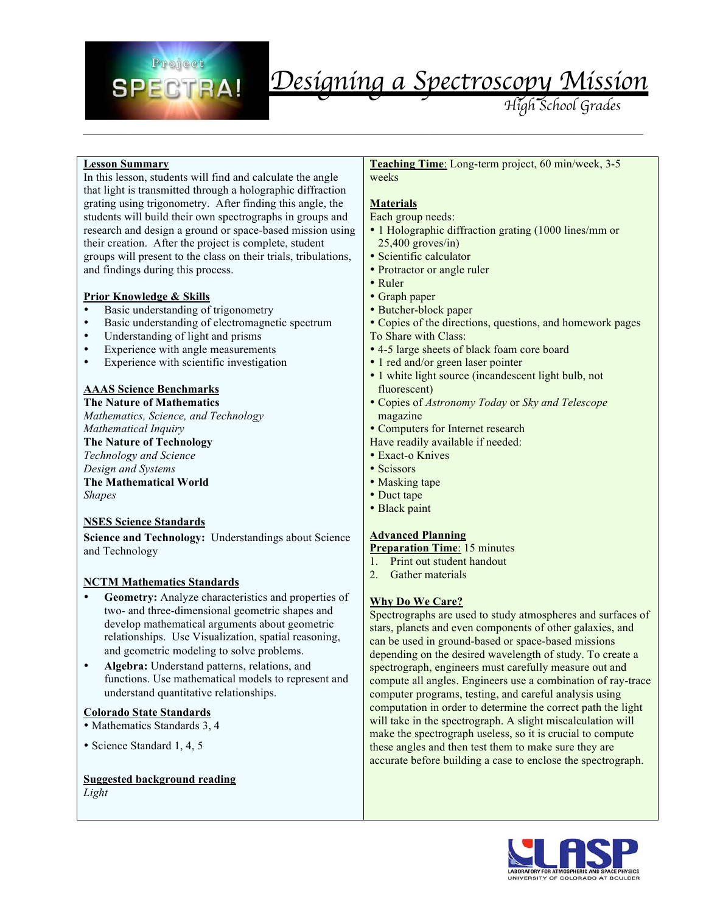# Designing a Spectroscopy Mission

*High School Grades*

**Lesson Summary**

In this lesson, students will find and calculate the angle that light is transmitted through a holographic diffraction grating using trigonometry. After finding this angle, the students will build their own spectrographs in groups and research and design a ground or space-based mission using their creation. After the project is complete, student groups will present to the class on their trials, tribulations, and findings during this process.

**Prior Knowledge & Skills**

- Basic understanding of trigonometry
- Basic understanding of electromagnetic spectrum
- Understanding of light and prisms
- Experience with angle measurements
- Experience with scientific investigation

**AAAS Science Benchmarks**

**The Nature of Mathematics**
*Mathematics, Science, and Technology*
*Mathematical Inquiry*
**The Nature of Technology**
*Technology and Science*
*Design and Systems*
**The Mathematical World**
*Shapes*

**NSES Science Standards**

**Science and Technology:** Understandings about Science and Technology

**NCTM Mathematics Standards**

- **Geometry:** Analyze characteristics and properties of two- and three-dimensional geometric shapes and develop mathematical arguments about geometric relationships. Use Visualization, spatial reasoning, and geometric modeling to solve problems.
- **Algebra:** Understand patterns, relations, and functions. Use mathematical models to represent and understand quantitative relationships.

**Colorado State Standards**

- Mathematics Standards 3, 4
- Science Standard 1, 4, 5

**Suggested background reading**

*Light*

**Teaching Time**: Long-term project, 60 min/week, 3-5 weeks

**Materials**

Each group needs:

- 1 Holographic diffraction grating (1000 lines/mm or 25,400 groves/in)
- Scientific calculator
- Protractor or angle ruler
- Ruler
- Graph paper
- Butcher-block paper
- Copies of the directions, questions, and homework pages

To Share with Class:

- 4-5 large sheets of black foam core board
- 1 red and/or green laser pointer
- 1 white light source (incandescent light bulb, not fluorescent)
- Copies of *Astronomy Today* or *Sky and Telescope* magazine
- Computers for Internet research

Have readily available if needed:

- Exact-o Knives
- Scissors
- Masking tape
- Duct tape
- Black paint

**Advanced Planning**

**Preparation Time**: 15 minutes

1. Print out student handout
2. Gather materials

**Why Do We Care?**

Spectrographs are used to study atmospheres and surfaces of stars, planets and even components of other galaxies, and can be used in ground-based or space-based missions depending on the desired wavelength of study. To create a spectrograph, engineers must carefully measure out and compute all angles. Engineers use a combination of ray-trace computer programs, testing, and careful analysis using computation in order to determine the correct path the light will take in the spectrograph. A slight miscalculation will make the spectrograph useless, so it is crucial to compute these angles and then test them to make sure they are accurate before building a case to enclose the spectrograph.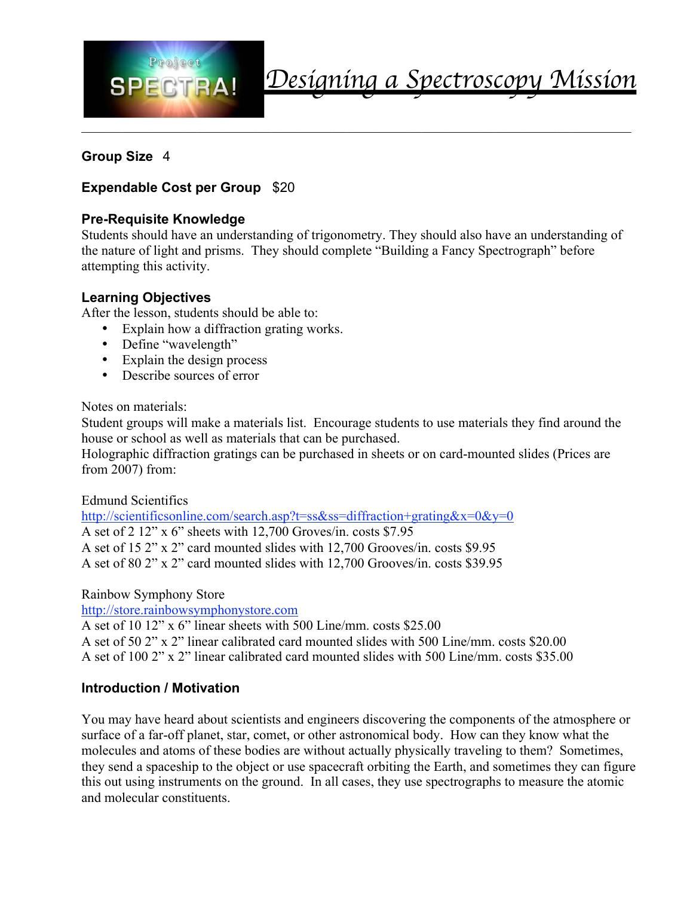# Designing a Spectroscopy Mission

**Group Size** 4

**Expendable Cost per Group** $20

### Pre-Requisite Knowledge

Students should have an understanding of trigonometry. They should also have an understanding of the nature of light and prisms. They should complete "Building a Fancy Spectrograph" before attempting this activity.

### Learning Objectives

After the lesson, students should be able to:

- Explain how a diffraction grating works.
- Define "wavelength"
- Explain the design process
- Describe sources of error

Notes on materials:
Student groups will make a materials list. Encourage students to use materials they find around the house or school as well as materials that can be purchased.
Holographic diffraction gratings can be purchased in sheets or on card-mounted slides (Prices are from 2007) from:

Edmund Scientifics
http://scientificsonline.com/search.asp?t=ss&ss=diffraction+grating&x=0&y=0
A set of 2 12" x 6" sheets with 12,700 Groves/in. costs $7.95
A set of 15 2" x 2" card mounted slides with 12,700 Grooves/in. costs $9.95
A set of 80 2" x 2" card mounted slides with 12,700 Grooves/in. costs $39.95

Rainbow Symphony Store
http://store.rainbowsymphonystore.com
A set of 10 12" x 6" linear sheets with 500 Line/mm. costs $25.00
A set of 50 2" x 2" linear calibrated card mounted slides with 500 Line/mm. costs $20.00
A set of 100 2" x 2" linear calibrated card mounted slides with 500 Line/mm. costs $35.00

### Introduction / Motivation

You may have heard about scientists and engineers discovering the components of the atmosphere or surface of a far-off planet, star, comet, or other astronomical body. How can they know what the molecules and atoms of these bodies are without actually physically traveling to them? Sometimes, they send a spaceship to the object or use spacecraft orbiting the Earth, and sometimes they can figure this out using instruments on the ground. In all cases, they use spectrographs to measure the atomic and molecular constituents.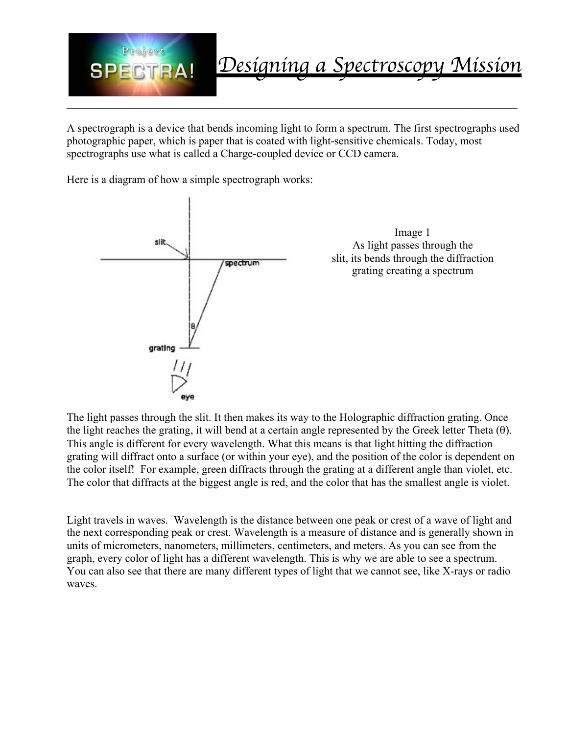# Designing a Spectroscopy Mission

A spectrograph is a device that bends incoming light to form a spectrum. The first spectrographs used photographic paper, which is paper that is coated with light-sensitive chemicals. Today, most spectrographs use what is called a Charge-coupled device or CCD camera.

Here is a diagram of how a simple spectrograph works:

Image 1
As light passes through the slit, its bends through the diffraction grating creating a spectrum

The light passes through the slit. It then makes its way to the Holographic diffraction grating. Once the light reaches the grating, it will bend at a certain angle represented by the Greek letter Theta (θ). This angle is different for every wavelength. What this means is that light hitting the diffraction grating will diffract onto a surface (or within your eye), and the position of the color is dependent on the color itself! For example, green diffracts through the grating at a different angle than violet, etc. The color that diffracts at the biggest angle is red, and the color that has the smallest angle is violet.

Light travels in waves. Wavelength is the distance between one peak or crest of a wave of light and the next corresponding peak or crest. Wavelength is a measure of distance and is generally shown in units of micrometers, nanometers, millimeters, centimeters, and meters. As you can see from the graph, every color of light has a different wavelength. This is why we are able to see a spectrum. You can also see that there are many different types of light that we cannot see, like X-rays or radio waves.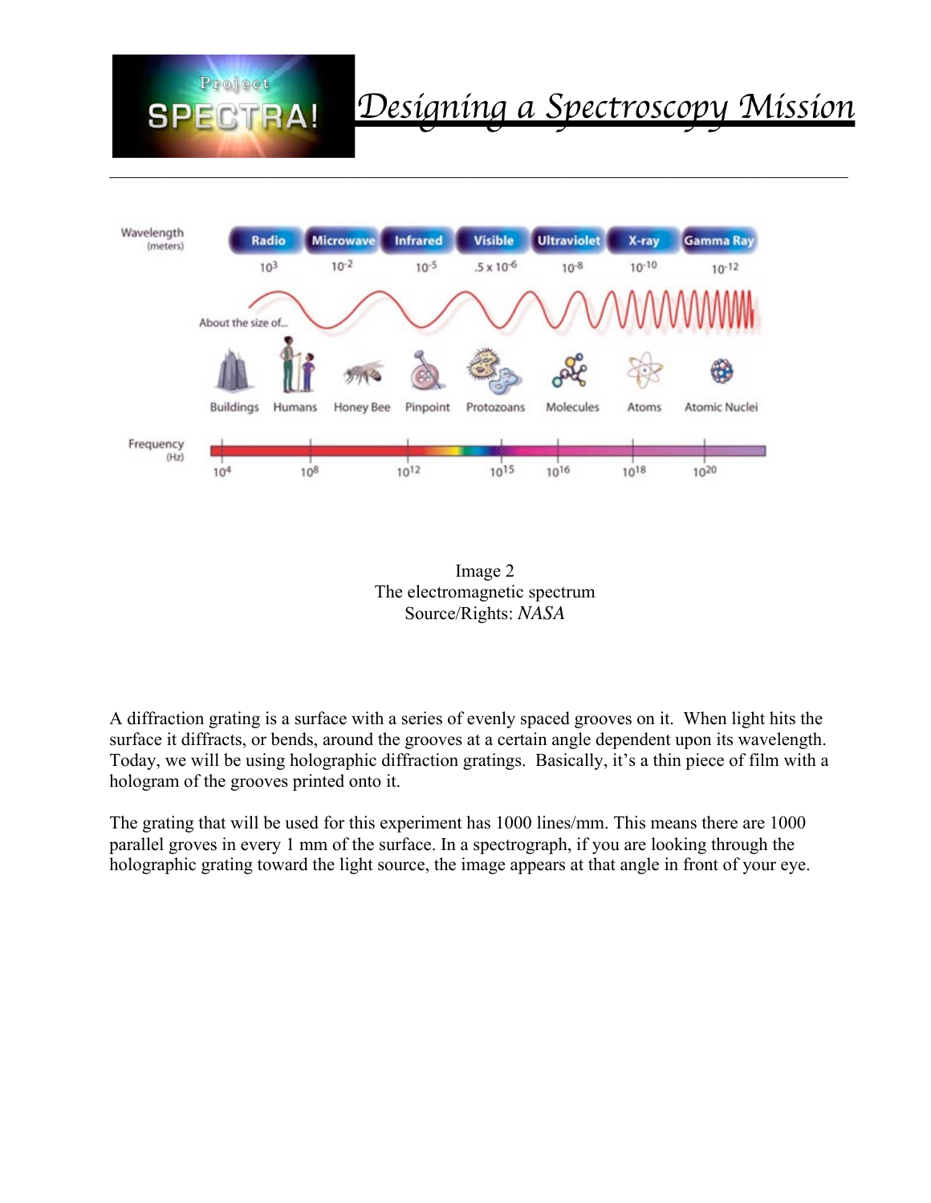Image 2
The electromagnetic spectrum
Source/Rights: *NASA*

A diffraction grating is a surface with a series of evenly spaced grooves on it. When light hits the surface it diffracts, or bends, around the grooves at a certain angle dependent upon its wavelength. Today, we will be using holographic diffraction gratings. Basically, it's a thin piece of film with a hologram of the grooves printed onto it.

The grating that will be used for this experiment has 1000 lines/mm. This means there are 1000 parallel groves in every 1 mm of the surface. In a spectrograph, if you are looking through the holographic grating toward the light source, the image appears at that angle in front of your eye.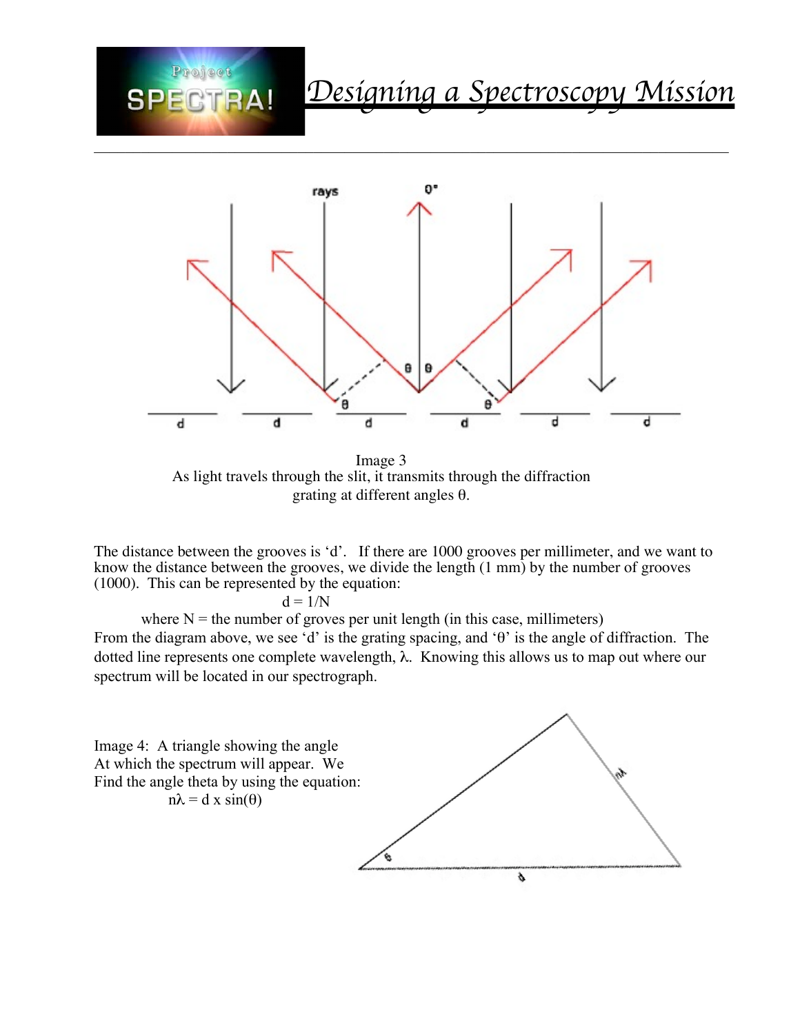Image 3
As light travels through the slit, it transmits through the diffraction grating at different angles θ.

The distance between the grooves is 'd'. If there are 1000 grooves per millimeter, and we want to know the distance between the grooves, we divide the length (1 mm) by the number of grooves (1000). This can be represented by the equation:

$$d = 1/N$$

where N = the number of groves per unit length (in this case, millimeters)

From the diagram above, we see 'd' is the grating spacing, and 'θ' is the angle of diffraction. The dotted line represents one complete wavelength, λ. Knowing this allows us to map out where our spectrum will be located in our spectrograph.

Image 4: A triangle showing the angle At which the spectrum will appear. We Find the angle theta by using the equation:

$$n\lambda = d \times \sin(\theta)$$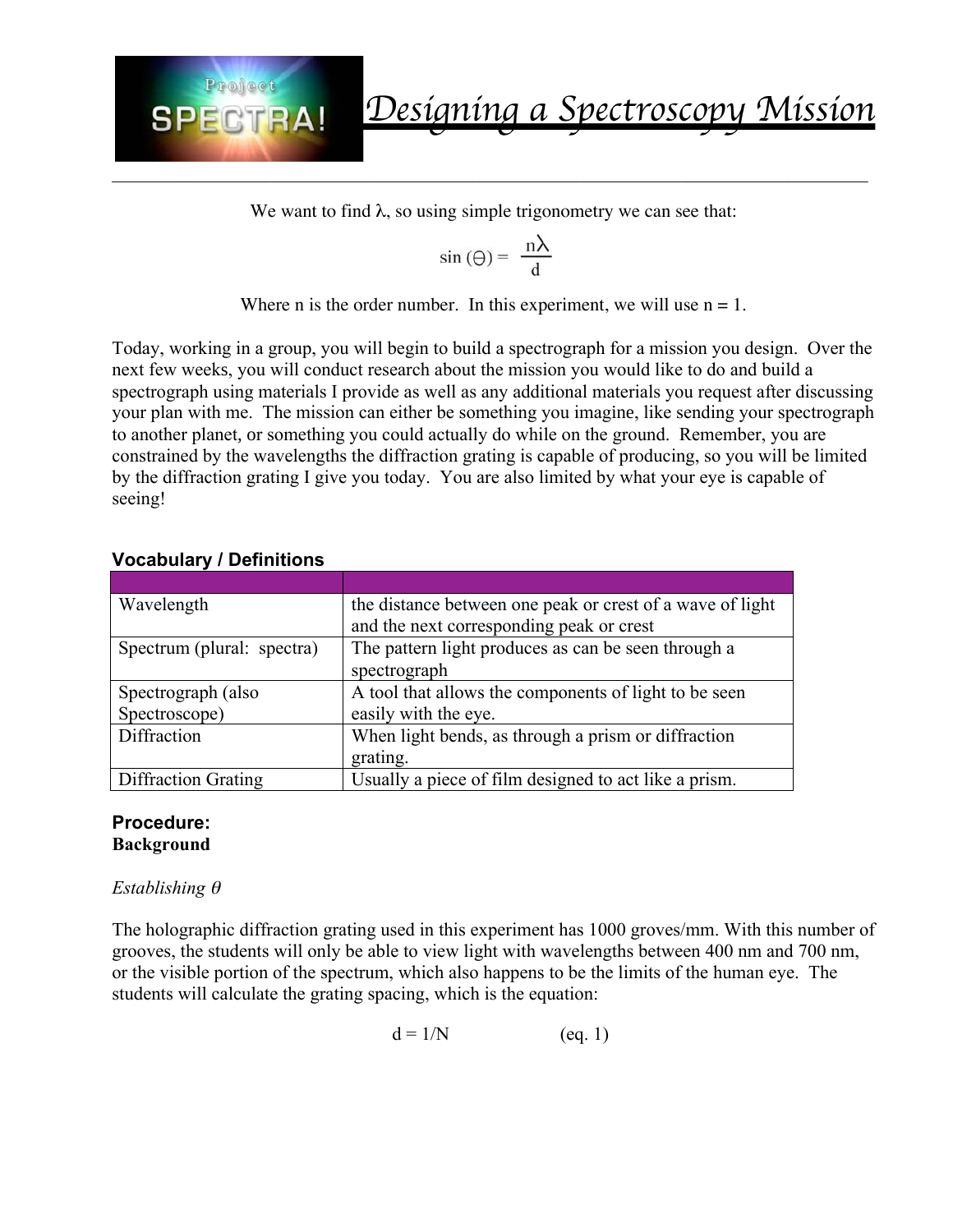We want to find λ, so using simple trigonometry we can see that:

$$\sin(\theta) = \frac{n\lambda}{d}$$

Where n is the order number. In this experiment, we will use n = 1.

Today, working in a group, you will begin to build a spectrograph for a mission you design. Over the next few weeks, you will conduct research about the mission you would like to do and build a spectrograph using materials I provide as well as any additional materials you request after discussing your plan with me. The mission can either be something you imagine, like sending your spectrograph to another planet, or something you could actually do while on the ground. Remember, you are constrained by the wavelengths the diffraction grating is capable of producing, so you will be limited by the diffraction grating I give you today. You are also limited by what your eye is capable of seeing!

### Vocabulary / Definitions

| | |
|---|---|
| Wavelength | the distance between one peak or crest of a wave of light and the next corresponding peak or crest |
| Spectrum (plural: spectra) | The pattern light produces as can be seen through a spectrograph |
| Spectrograph (also Spectroscope) | A tool that allows the components of light to be seen easily with the eye. |
| Diffraction | When light bends, as through a prism or diffraction grating. |
| Diffraction Grating | Usually a piece of film designed to act like a prism. |

### Procedure:

**Background**

*Establishing θ*

The holographic diffraction grating used in this experiment has 1000 groves/mm. With this number of grooves, the students will only be able to view light with wavelengths between 400 nm and 700 nm, or the visible portion of the spectrum, which also happens to be the limits of the human eye. The students will calculate the grating spacing, which is the equation:

$$d = 1/N \qquad \text{(eq. 1)}$$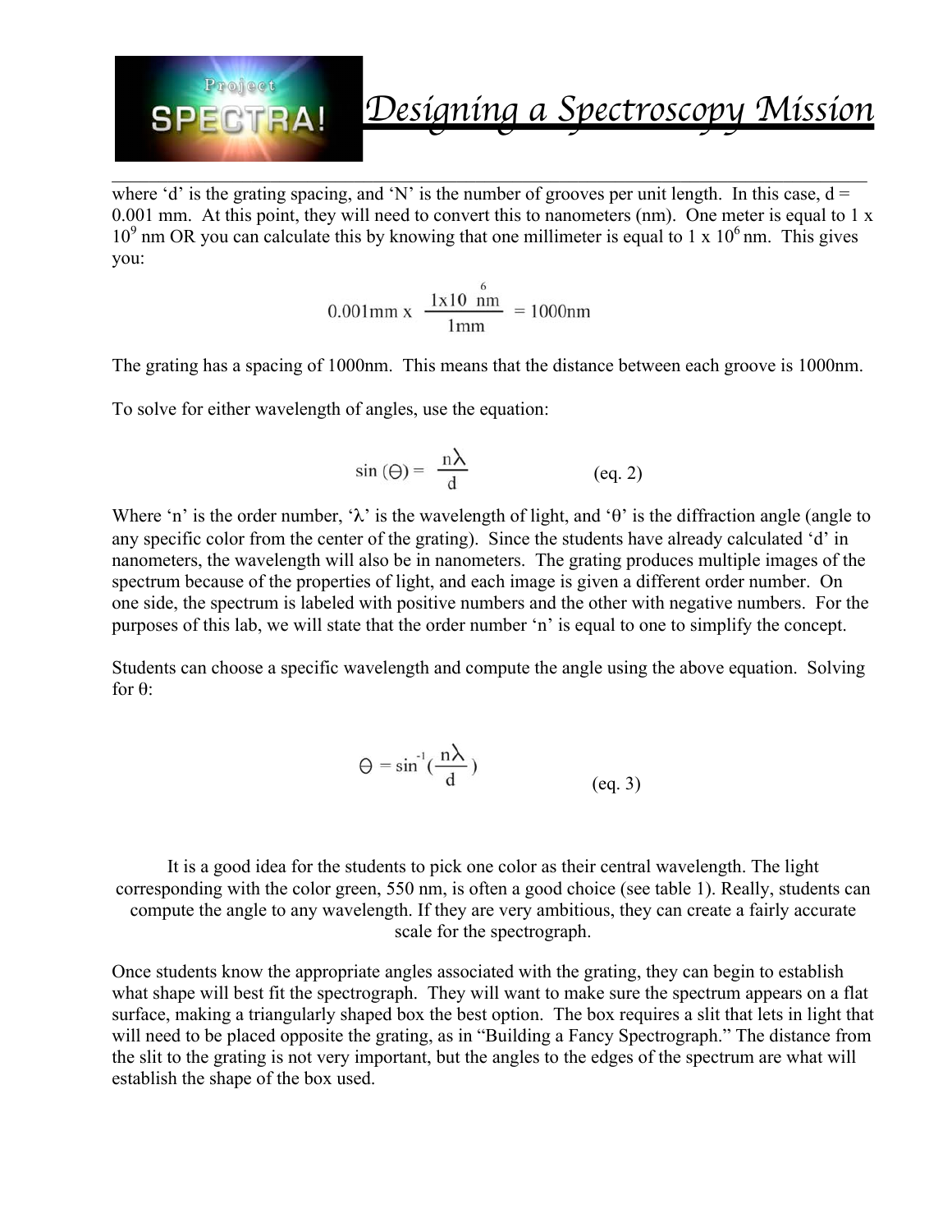where 'd' is the grating spacing, and 'N' is the number of grooves per unit length. In this case, d = 0.001 mm. At this point, they will need to convert this to nanometers (nm). One meter is equal to 1 x $10^9$ nm OR you can calculate this by knowing that one millimeter is equal to 1 x $10^6$ nm. This gives you:

$$0.001\text{mm} \times \frac{1\times10^{6}\ \text{nm}}{1\text{mm}} = 1000\text{nm}$$

The grating has a spacing of 1000nm. This means that the distance between each groove is 1000nm.

To solve for either wavelength of angles, use the equation:

$$\sin(\Theta) = \frac{n\lambda}{d} \qquad \text{(eq. 2)}$$

Where 'n' is the order number, 'λ' is the wavelength of light, and 'θ' is the diffraction angle (angle to any specific color from the center of the grating). Since the students have already calculated 'd' in nanometers, the wavelength will also be in nanometers. The grating produces multiple images of the spectrum because of the properties of light, and each image is given a different order number. On one side, the spectrum is labeled with positive numbers and the other with negative numbers. For the purposes of this lab, we will state that the order number 'n' is equal to one to simplify the concept.

Students can choose a specific wavelength and compute the angle using the above equation. Solving for θ:

$$\Theta = \sin^{-1}\left(\frac{n\lambda}{d}\right) \qquad \text{(eq. 3)}$$

It is a good idea for the students to pick one color as their central wavelength. The light corresponding with the color green, 550 nm, is often a good choice (see table 1). Really, students can compute the angle to any wavelength. If they are very ambitious, they can create a fairly accurate scale for the spectrograph.

Once students know the appropriate angles associated with the grating, they can begin to establish what shape will best fit the spectrograph. They will want to make sure the spectrum appears on a flat surface, making a triangularly shaped box the best option. The box requires a slit that lets in light that will need to be placed opposite the grating, as in "Building a Fancy Spectrograph." The distance from the slit to the grating is not very important, but the angles to the edges of the spectrum are what will establish the shape of the box used.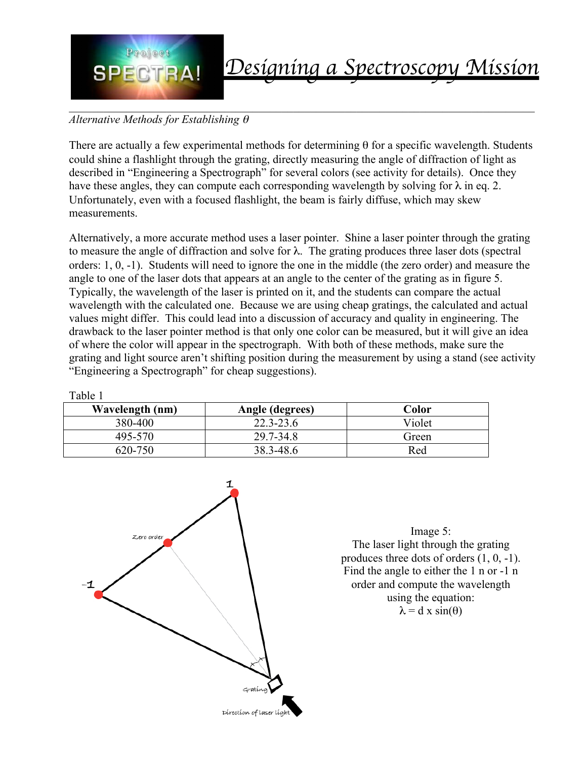# Designing a Spectroscopy Mission

*Alternative Methods for Establishing θ*

There are actually a few experimental methods for determining θ for a specific wavelength. Students could shine a flashlight through the grating, directly measuring the angle of diffraction of light as described in "Engineering a Spectrograph" for several colors (see activity for details). Once they have these angles, they can compute each corresponding wavelength by solving for λ in eq. 2. Unfortunately, even with a focused flashlight, the beam is fairly diffuse, which may skew measurements.

Alternatively, a more accurate method uses a laser pointer. Shine a laser pointer through the grating to measure the angle of diffraction and solve for λ. The grating produces three laser dots (spectral orders: 1, 0, -1). Students will need to ignore the one in the middle (the zero order) and measure the angle to one of the laser dots that appears at an angle to the center of the grating as in figure 5. Typically, the wavelength of the laser is printed on it, and the students can compare the actual wavelength with the calculated one. Because we are using cheap gratings, the calculated and actual values might differ. This could lead into a discussion of accuracy and quality in engineering. The drawback to the laser pointer method is that only one color can be measured, but it will give an idea of where the color will appear in the spectrograph. With both of these methods, make sure the grating and light source aren't shifting position during the measurement by using a stand (see activity "Engineering a Spectrograph" for cheap suggestions).

Table 1

| Wavelength (nm) | Angle (degrees) | Color |
| --- | --- | --- |
| 380-400 | 22.3-23.6 | Violet |
| 495-570 | 29.7-34.8 | Green |
| 620-750 | 38.3-48.6 | Red |

Image 5:
The laser light through the grating produces three dots of orders (1, 0, -1). Find the angle to either the 1 n or -1 n order and compute the wavelength using the equation:
$\lambda = d \times \sin(\theta)$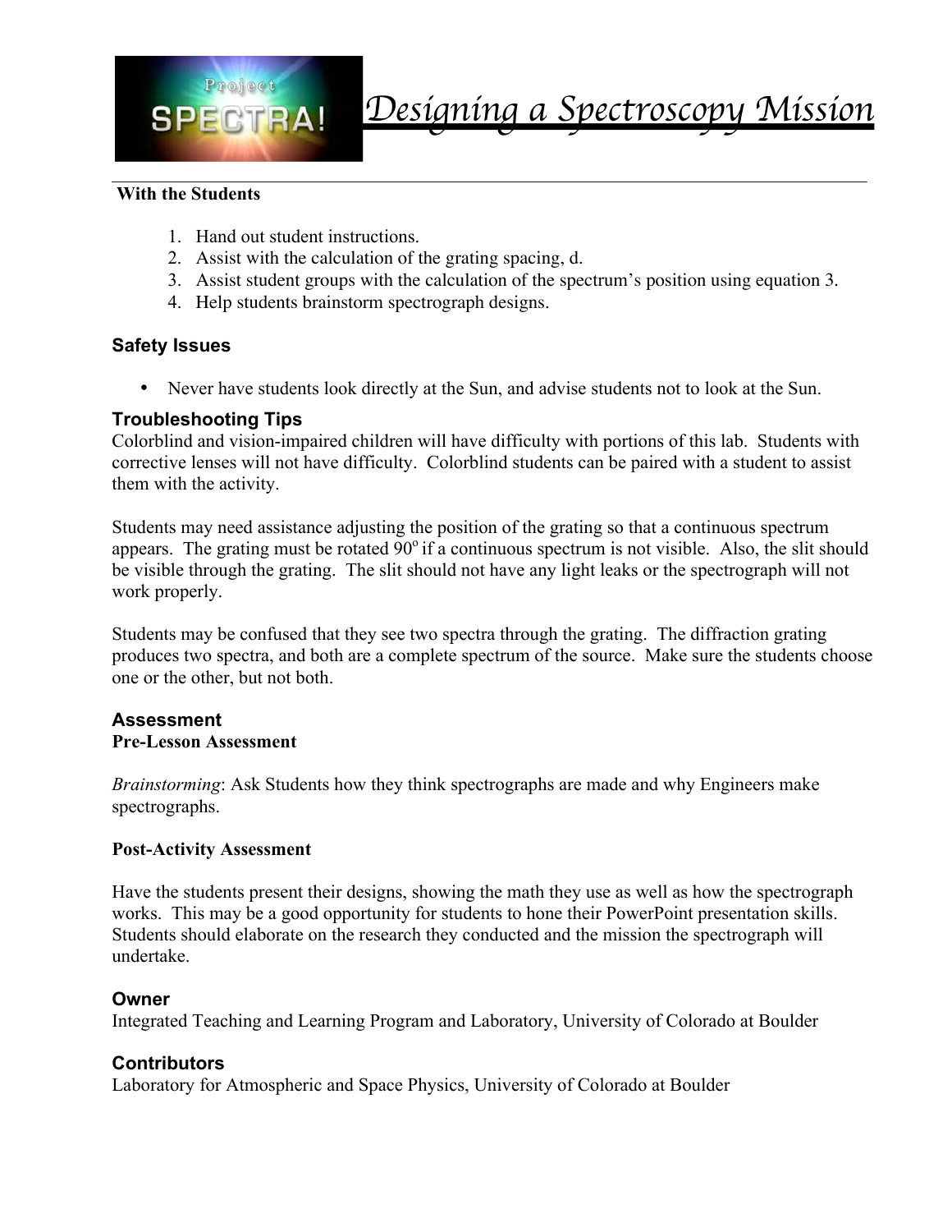**With the Students**

1. Hand out student instructions.
2. Assist with the calculation of the grating spacing, d.
3. Assist student groups with the calculation of the spectrum's position using equation 3.
4. Help students brainstorm spectrograph designs.

## Safety Issues

- Never have students look directly at the Sun, and advise students not to look at the Sun.

## Troubleshooting Tips

Colorblind and vision-impaired children will have difficulty with portions of this lab. Students with corrective lenses will not have difficulty. Colorblind students can be paired with a student to assist them with the activity.

Students may need assistance adjusting the position of the grating so that a continuous spectrum appears. The grating must be rotated $90^o$ if a continuous spectrum is not visible. Also, the slit should be visible through the grating. The slit should not have any light leaks or the spectrograph will not work properly.

Students may be confused that they see two spectra through the grating. The diffraction grating produces two spectra, and both are a complete spectrum of the source. Make sure the students choose one or the other, but not both.

## Assessment

**Pre-Lesson Assessment**

*Brainstorming*: Ask Students how they think spectrographs are made and why Engineers make spectrographs.

**Post-Activity Assessment**

Have the students present their designs, showing the math they use as well as how the spectrograph works. This may be a good opportunity for students to hone their PowerPoint presentation skills. Students should elaborate on the research they conducted and the mission the spectrograph will undertake.

## Owner

Integrated Teaching and Learning Program and Laboratory, University of Colorado at Boulder

## Contributors

Laboratory for Atmospheric and Space Physics, University of Colorado at Boulder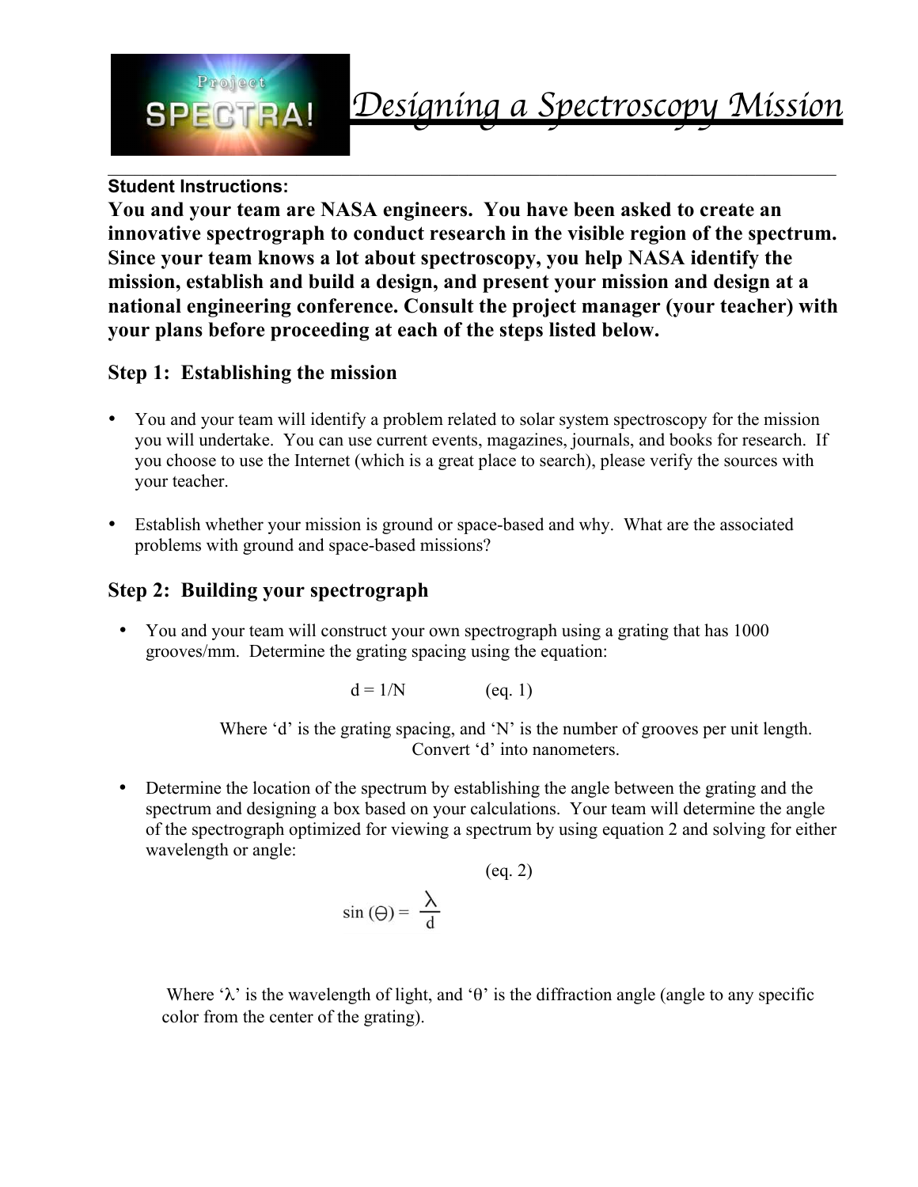# Designing a Spectroscopy Mission

**Student Instructions:**

**You and your team are NASA engineers. You have been asked to create an innovative spectrograph to conduct research in the visible region of the spectrum. Since your team knows a lot about spectroscopy, you help NASA identify the mission, establish and build a design, and present your mission and design at a national engineering conference. Consult the project manager (your teacher) with your plans before proceeding at each of the steps listed below.**

## Step 1: Establishing the mission

- You and your team will identify a problem related to solar system spectroscopy for the mission you will undertake. You can use current events, magazines, journals, and books for research. If you choose to use the Internet (which is a great place to search), please verify the sources with your teacher.
- Establish whether your mission is ground or space-based and why. What are the associated problems with ground and space-based missions?

## Step 2: Building your spectrograph

- You and your team will construct your own spectrograph using a grating that has 1000 grooves/mm. Determine the grating spacing using the equation:

$$d = 1/N \qquad \text{(eq. 1)}$$

Where 'd' is the grating spacing, and 'N' is the number of grooves per unit length. Convert 'd' into nanometers.

- Determine the location of the spectrum by establishing the angle between the grating and the spectrum and designing a box based on your calculations. Your team will determine the angle of the spectrograph optimized for viewing a spectrum by using equation 2 and solving for either wavelength or angle:

$$\sin(\Theta) = \frac{\lambda}{d} \qquad \text{(eq. 2)}$$

Where 'λ' is the wavelength of light, and 'θ' is the diffraction angle (angle to any specific color from the center of the grating).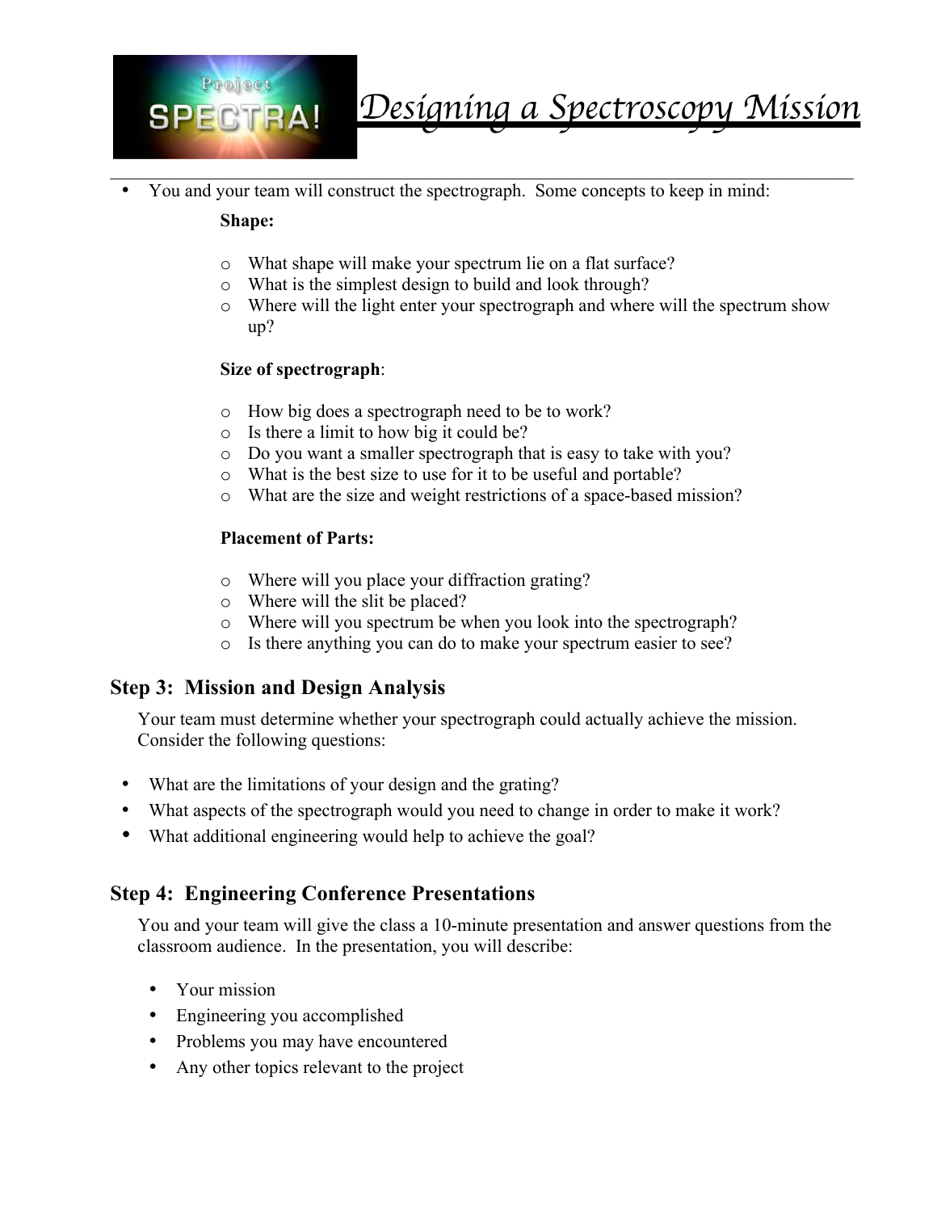- You and your team will construct the spectrograph. Some concepts to keep in mind:

  **Shape:**

  - What shape will make your spectrum lie on a flat surface?
  - What is the simplest design to build and look through?
  - Where will the light enter your spectrograph and where will the spectrum show up?

  **Size of spectrograph**:

  - How big does a spectrograph need to be to work?
  - Is there a limit to how big it could be?
  - Do you want a smaller spectrograph that is easy to take with you?
  - What is the best size to use for it to be useful and portable?
  - What are the size and weight restrictions of a space-based mission?

  **Placement of Parts:**

  - Where will you place your diffraction grating?
  - Where will the slit be placed?
  - Where will you spectrum be when you look into the spectrograph?
  - Is there anything you can do to make your spectrum easier to see?

## Step 3: Mission and Design Analysis

Your team must determine whether your spectrograph could actually achieve the mission. Consider the following questions:

- What are the limitations of your design and the grating?
- What aspects of the spectrograph would you need to change in order to make it work?
- What additional engineering would help to achieve the goal?

## Step 4: Engineering Conference Presentations

You and your team will give the class a 10-minute presentation and answer questions from the classroom audience. In the presentation, you will describe:

- Your mission
- Engineering you accomplished
- Problems you may have encountered
- Any other topics relevant to the project